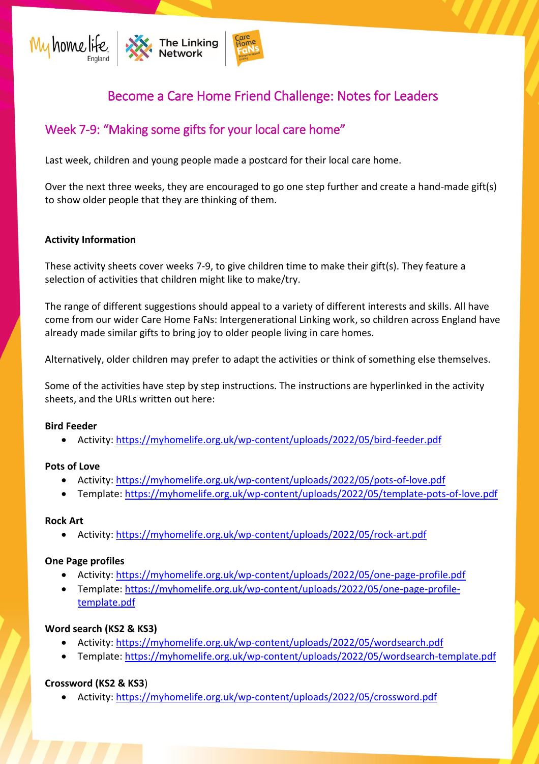# Become a Care Home Friend Challenge: Notes for Leaders

## Week 7-9: "Making some gifts for your local care home"

Last week, children and young people made a postcard for their local care home.

Over the next three weeks, they are encouraged to go one step further and create a hand-made gift(s) to show older people that they are thinking of them.

**Activity Information**

These activity sheets cover weeks 7-9, to give children time to make their gift(s). They feature a selection of activities that children might like to make/try.

The range of different suggestions should appeal to a variety of different interests and skills. All have come from our wider Care Home FaNs: Intergenerational Linking work, so children across England have already made similar gifts to bring joy to older people living in care homes.

Alternatively, older children may prefer to adapt the activities or think of something else themselves.

Some of the activities have step by step instructions. The instructions are hyperlinked in the activity sheets, and the URLs written out here:

**Bird Feeder**

- Activity: https://myhomelife.org.uk/wp-content/uploads/2022/05/bird-feeder.pdf

**Pots of Love**

- Activity: https://myhomelife.org.uk/wp-content/uploads/2022/05/pots-of-love.pdf
- Template: https://myhomelife.org.uk/wp-content/uploads/2022/05/template-pots-of-love.pdf

**Rock Art**

- Activity: https://myhomelife.org.uk/wp-content/uploads/2022/05/rock-art.pdf

**One Page profiles**

- Activity: https://myhomelife.org.uk/wp-content/uploads/2022/05/one-page-profile.pdf
- Template: https://myhomelife.org.uk/wp-content/uploads/2022/05/one-page-profile-template.pdf

**Word search (KS2 & KS3)**

- Activity: https://myhomelife.org.uk/wp-content/uploads/2022/05/wordsearch.pdf
- Template: https://myhomelife.org.uk/wp-content/uploads/2022/05/wordsearch-template.pdf

**Crossword (KS2 & KS3)**

- Activity: https://myhomelife.org.uk/wp-content/uploads/2022/05/crossword.pdf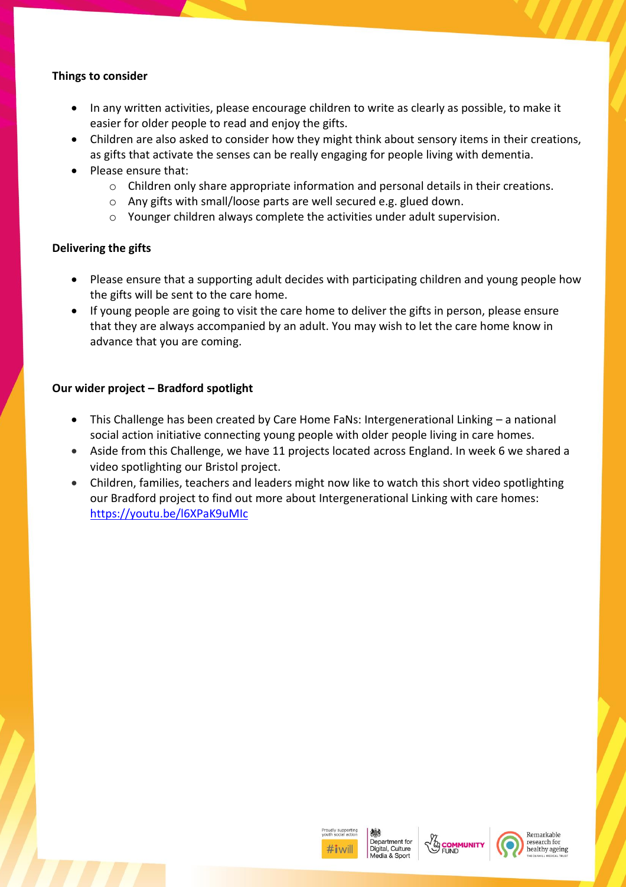**Things to consider**

- In any written activities, please encourage children to write as clearly as possible, to make it easier for older people to read and enjoy the gifts.
- Children are also asked to consider how they might think about sensory items in their creations, as gifts that activate the senses can be really engaging for people living with dementia.
- Please ensure that:
  - Children only share appropriate information and personal details in their creations.
  - Any gifts with small/loose parts are well secured e.g. glued down.
  - Younger children always complete the activities under adult supervision.

**Delivering the gifts**

- Please ensure that a supporting adult decides with participating children and young people how the gifts will be sent to the care home.
- If young people are going to visit the care home to deliver the gifts in person, please ensure that they are always accompanied by an adult. You may wish to let the care home know in advance that you are coming.

**Our wider project – Bradford spotlight**

- This Challenge has been created by Care Home FaNs: Intergenerational Linking – a national social action initiative connecting young people with older people living in care homes.
- Aside from this Challenge, we have 11 projects located across England. In week 6 we shared a video spotlighting our Bristol project.
- Children, families, teachers and leaders might now like to watch this short video spotlighting our Bradford project to find out more about Intergenerational Linking with care homes: https://youtu.be/l6XPaK9uMIc

Proudly supporting youth social action #iwill

Department for Digital, Culture Media & Sport

COMMUNITY FUND

Remarkable research for healthy ageing